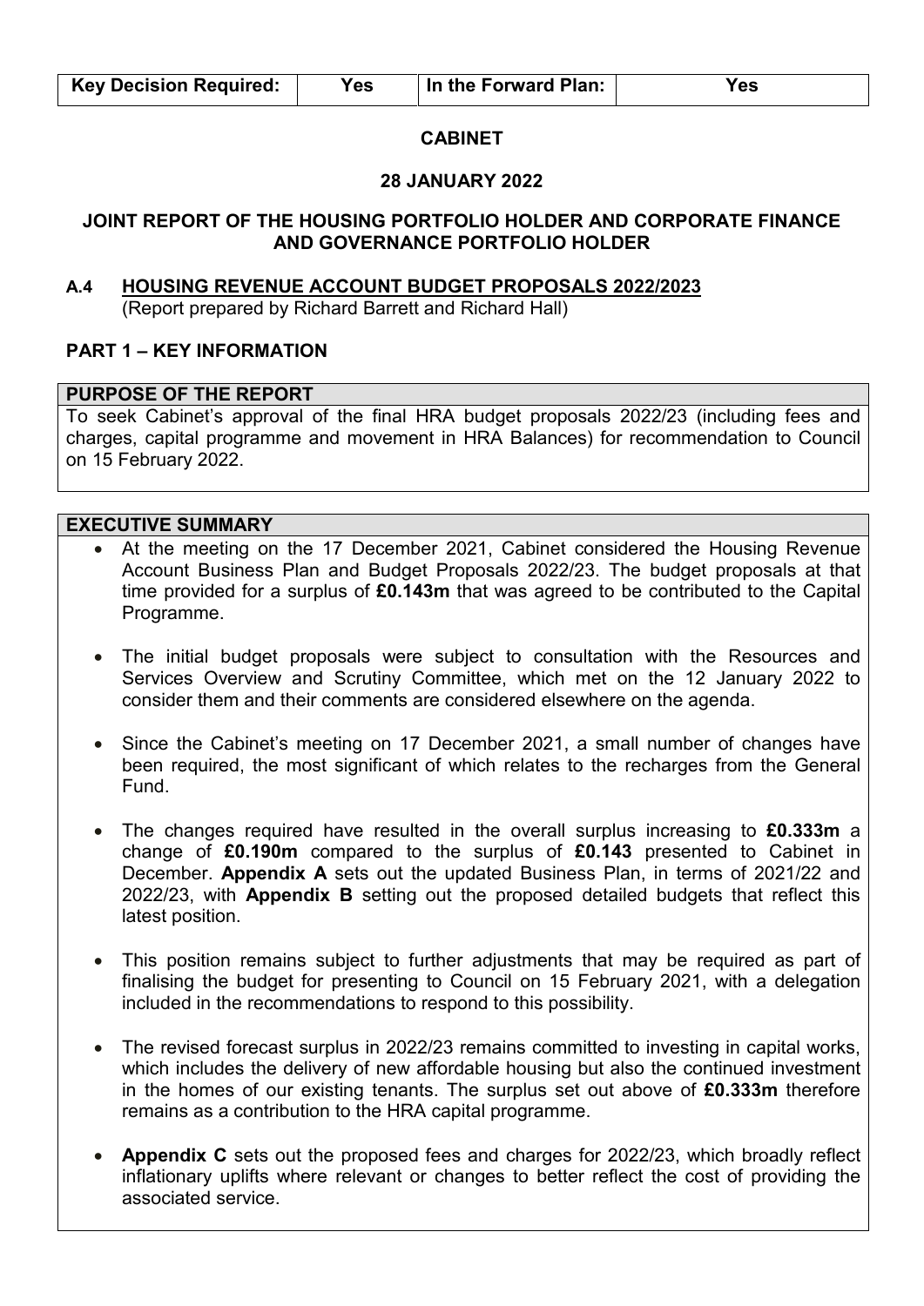| Key Decision Required: | Yes | In the Forward Plan: | Yes |
| --- | --- | --- | --- |

**CABINET**

**28 JANUARY 2022**

**JOINT REPORT OF THE HOUSING PORTFOLIO HOLDER AND CORPORATE FINANCE AND GOVERNANCE PORTFOLIO HOLDER**

## A.4 HOUSING REVENUE ACCOUNT BUDGET PROPOSALS 2022/2023

(Report prepared by Richard Barrett and Richard Hall)

## PART 1 – KEY INFORMATION

### PURPOSE OF THE REPORT

To seek Cabinet's approval of the final HRA budget proposals 2022/23 (including fees and charges, capital programme and movement in HRA Balances) for recommendation to Council on 15 February 2022.

### EXECUTIVE SUMMARY

- At the meeting on the 17 December 2021, Cabinet considered the Housing Revenue Account Business Plan and Budget Proposals 2022/23. The budget proposals at that time provided for a surplus of **£0.143m** that was agreed to be contributed to the Capital Programme.
- The initial budget proposals were subject to consultation with the Resources and Services Overview and Scrutiny Committee, which met on the 12 January 2022 to consider them and their comments are considered elsewhere on the agenda.
- Since the Cabinet's meeting on 17 December 2021, a small number of changes have been required, the most significant of which relates to the recharges from the General Fund.
- The changes required have resulted in the overall surplus increasing to **£0.333m** a change of **£0.190m** compared to the surplus of **£0.143** presented to Cabinet in December. **Appendix A** sets out the updated Business Plan, in terms of 2021/22 and 2022/23, with **Appendix B** setting out the proposed detailed budgets that reflect this latest position.
- This position remains subject to further adjustments that may be required as part of finalising the budget for presenting to Council on 15 February 2021, with a delegation included in the recommendations to respond to this possibility.
- The revised forecast surplus in 2022/23 remains committed to investing in capital works, which includes the delivery of new affordable housing but also the continued investment in the homes of our existing tenants. The surplus set out above of **£0.333m** therefore remains as a contribution to the HRA capital programme.
- **Appendix C** sets out the proposed fees and charges for 2022/23, which broadly reflect inflationary uplifts where relevant or changes to better reflect the cost of providing the associated service.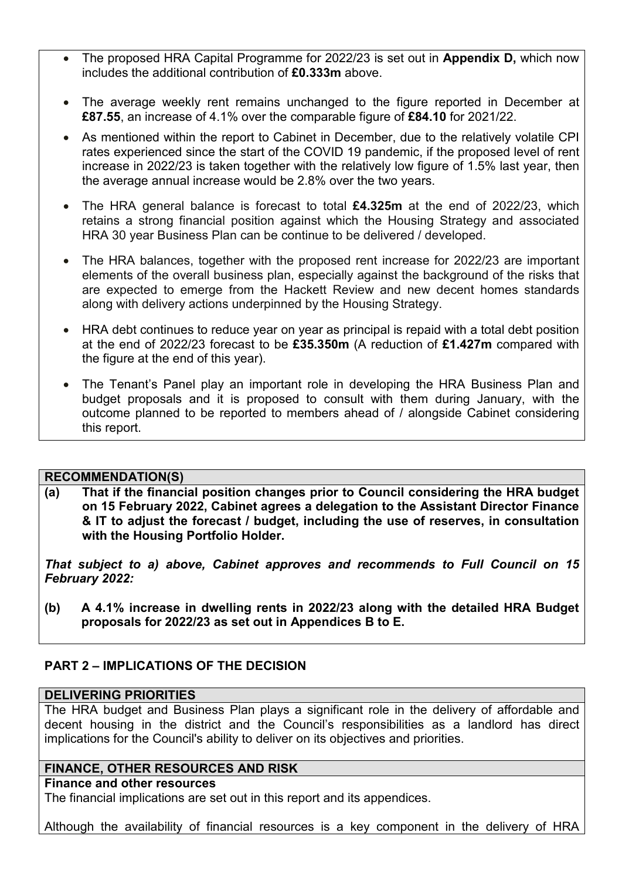- The proposed HRA Capital Programme for 2022/23 is set out in **Appendix D,** which now includes the additional contribution of **£0.333m** above.
- The average weekly rent remains unchanged to the figure reported in December at **£87.55**, an increase of 4.1% over the comparable figure of **£84.10** for 2021/22.
- As mentioned within the report to Cabinet in December, due to the relatively volatile CPI rates experienced since the start of the COVID 19 pandemic, if the proposed level of rent increase in 2022/23 is taken together with the relatively low figure of 1.5% last year, then the average annual increase would be 2.8% over the two years.
- The HRA general balance is forecast to total **£4.325m** at the end of 2022/23, which retains a strong financial position against which the Housing Strategy and associated HRA 30 year Business Plan can be continue to be delivered / developed.
- The HRA balances, together with the proposed rent increase for 2022/23 are important elements of the overall business plan, especially against the background of the risks that are expected to emerge from the Hackett Review and new decent homes standards along with delivery actions underpinned by the Housing Strategy.
- HRA debt continues to reduce year on year as principal is repaid with a total debt position at the end of 2022/23 forecast to be **£35.350m** (A reduction of **£1.427m** compared with the figure at the end of this year).
- The Tenant's Panel play an important role in developing the HRA Business Plan and budget proposals and it is proposed to consult with them during January, with the outcome planned to be reported to members ahead of / alongside Cabinet considering this report.

**RECOMMENDATION(S)**

**(a) That if the financial position changes prior to Council considering the HRA budget on 15 February 2022, Cabinet agrees a delegation to the Assistant Director Finance & IT to adjust the forecast / budget, including the use of reserves, in consultation with the Housing Portfolio Holder.**

***That subject to a) above, Cabinet approves and recommends to Full Council on 15 February 2022:***

**(b) A 4.1% increase in dwelling rents in 2022/23 along with the detailed HRA Budget proposals for 2022/23 as set out in Appendices B to E.**

## PART 2 – IMPLICATIONS OF THE DECISION

**DELIVERING PRIORITIES**

The HRA budget and Business Plan plays a significant role in the delivery of affordable and decent housing in the district and the Council's responsibilities as a landlord has direct implications for the Council's ability to deliver on its objectives and priorities.

**FINANCE, OTHER RESOURCES AND RISK**

**Finance and other resources**

The financial implications are set out in this report and its appendices.

Although the availability of financial resources is a key component in the delivery of HRA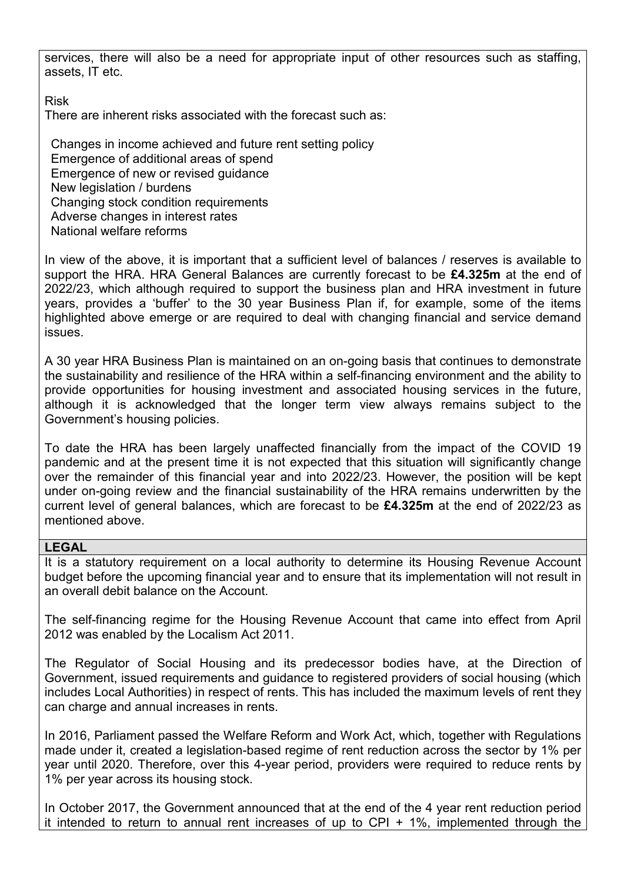services, there will also be a need for appropriate input of other resources such as staffing, assets, IT etc.

Risk

There are inherent risks associated with the forecast such as:

- Changes in income achieved and future rent setting policy
- Emergence of additional areas of spend
- Emergence of new or revised guidance
- New legislation / burdens
- Changing stock condition requirements
- Adverse changes in interest rates
- National welfare reforms

In view of the above, it is important that a sufficient level of balances / reserves is available to support the HRA. HRA General Balances are currently forecast to be **£4.325m** at the end of 2022/23, which although required to support the business plan and HRA investment in future years, provides a 'buffer' to the 30 year Business Plan if, for example, some of the items highlighted above emerge or are required to deal with changing financial and service demand issues.

A 30 year HRA Business Plan is maintained on an on-going basis that continues to demonstrate the sustainability and resilience of the HRA within a self-financing environment and the ability to provide opportunities for housing investment and associated housing services in the future, although it is acknowledged that the longer term view always remains subject to the Government's housing policies.

To date the HRA has been largely unaffected financially from the impact of the COVID 19 pandemic and at the present time it is not expected that this situation will significantly change over the remainder of this financial year and into 2022/23. However, the position will be kept under on-going review and the financial sustainability of the HRA remains underwritten by the current level of general balances, which are forecast to be **£4.325m** at the end of 2022/23 as mentioned above.

**LEGAL**

It is a statutory requirement on a local authority to determine its Housing Revenue Account budget before the upcoming financial year and to ensure that its implementation will not result in an overall debit balance on the Account.

The self-financing regime for the Housing Revenue Account that came into effect from April 2012 was enabled by the Localism Act 2011.

The Regulator of Social Housing and its predecessor bodies have, at the Direction of Government, issued requirements and guidance to registered providers of social housing (which includes Local Authorities) in respect of rents. This has included the maximum levels of rent they can charge and annual increases in rents.

In 2016, Parliament passed the Welfare Reform and Work Act, which, together with Regulations made under it, created a legislation-based regime of rent reduction across the sector by 1% per year until 2020. Therefore, over this 4-year period, providers were required to reduce rents by 1% per year across its housing stock.

In October 2017, the Government announced that at the end of the 4 year rent reduction period it intended to return to annual rent increases of up to CPI + 1%, implemented through the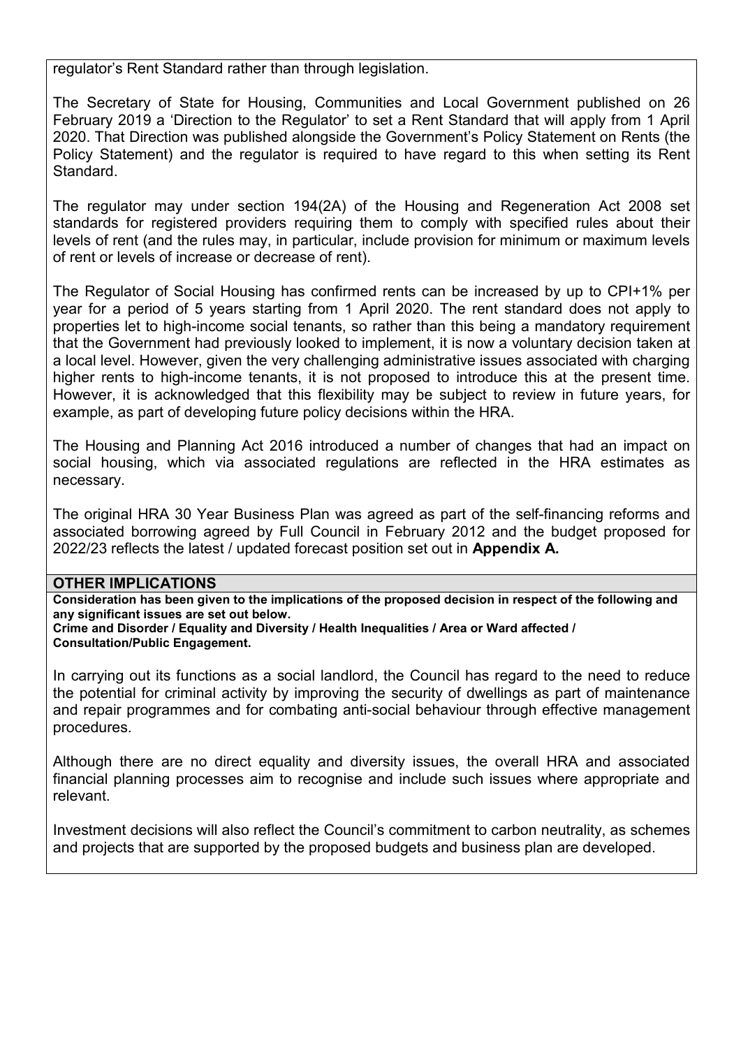regulator's Rent Standard rather than through legislation.

The Secretary of State for Housing, Communities and Local Government published on 26 February 2019 a 'Direction to the Regulator' to set a Rent Standard that will apply from 1 April 2020. That Direction was published alongside the Government's Policy Statement on Rents (the Policy Statement) and the regulator is required to have regard to this when setting its Rent Standard.

The regulator may under section 194(2A) of the Housing and Regeneration Act 2008 set standards for registered providers requiring them to comply with specified rules about their levels of rent (and the rules may, in particular, include provision for minimum or maximum levels of rent or levels of increase or decrease of rent).

The Regulator of Social Housing has confirmed rents can be increased by up to CPI+1% per year for a period of 5 years starting from 1 April 2020. The rent standard does not apply to properties let to high-income social tenants, so rather than this being a mandatory requirement that the Government had previously looked to implement, it is now a voluntary decision taken at a local level. However, given the very challenging administrative issues associated with charging higher rents to high-income tenants, it is not proposed to introduce this at the present time. However, it is acknowledged that this flexibility may be subject to review in future years, for example, as part of developing future policy decisions within the HRA.

The Housing and Planning Act 2016 introduced a number of changes that had an impact on social housing, which via associated regulations are reflected in the HRA estimates as necessary.

The original HRA 30 Year Business Plan was agreed as part of the self-financing reforms and associated borrowing agreed by Full Council in February 2012 and the budget proposed for 2022/23 reflects the latest / updated forecast position set out in **Appendix A.**

## OTHER IMPLICATIONS

**Consideration has been given to the implications of the proposed decision in respect of the following and any significant issues are set out below.**
**Crime and Disorder / Equality and Diversity / Health Inequalities / Area or Ward affected / Consultation/Public Engagement.**

In carrying out its functions as a social landlord, the Council has regard to the need to reduce the potential for criminal activity by improving the security of dwellings as part of maintenance and repair programmes and for combating anti-social behaviour through effective management procedures.

Although there are no direct equality and diversity issues, the overall HRA and associated financial planning processes aim to recognise and include such issues where appropriate and relevant.

Investment decisions will also reflect the Council's commitment to carbon neutrality, as schemes and projects that are supported by the proposed budgets and business plan are developed.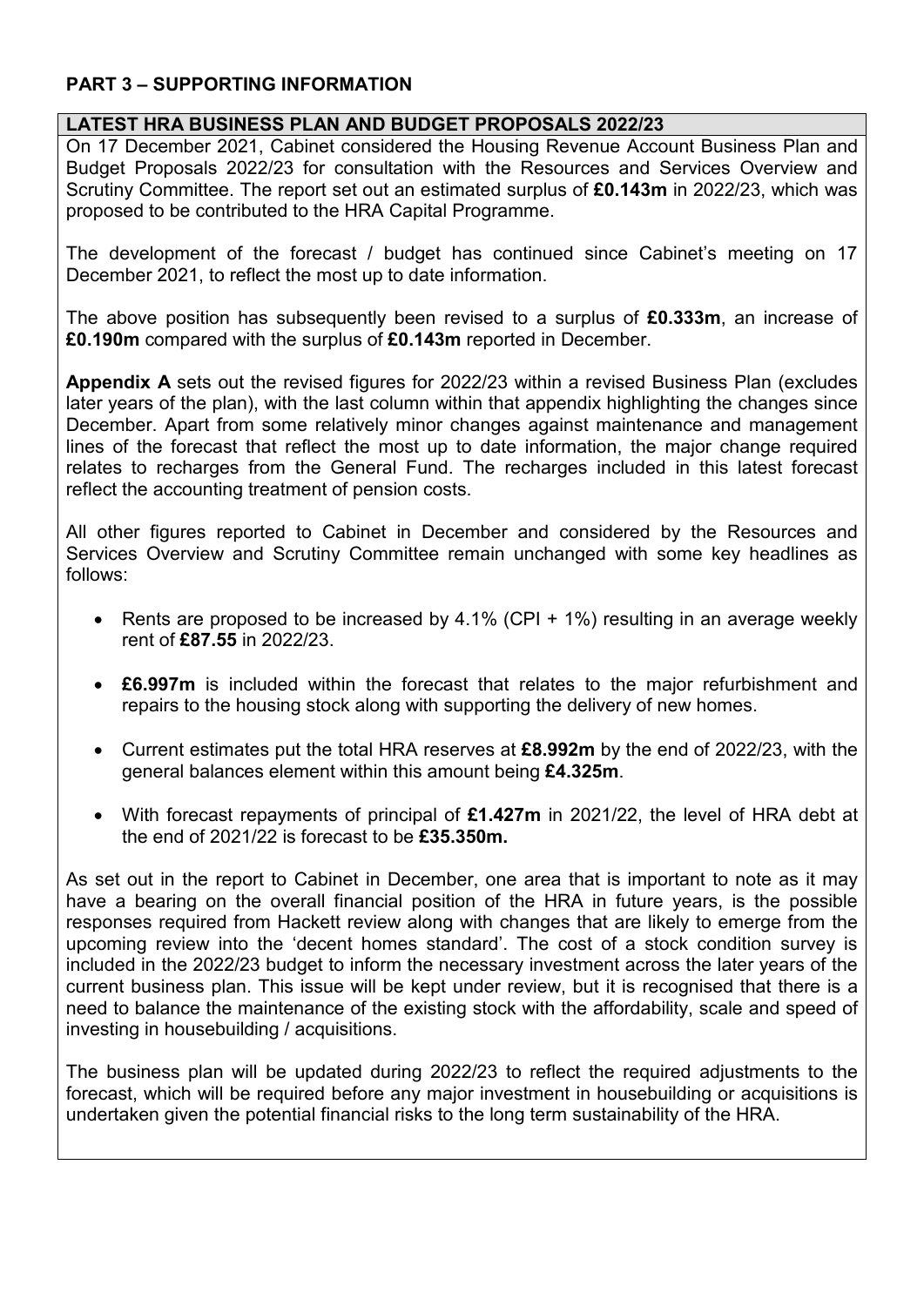## PART 3 – SUPPORTING INFORMATION

### LATEST HRA BUSINESS PLAN AND BUDGET PROPOSALS 2022/23

On 17 December 2021, Cabinet considered the Housing Revenue Account Business Plan and Budget Proposals 2022/23 for consultation with the Resources and Services Overview and Scrutiny Committee. The report set out an estimated surplus of **£0.143m** in 2022/23, which was proposed to be contributed to the HRA Capital Programme.

The development of the forecast / budget has continued since Cabinet's meeting on 17 December 2021, to reflect the most up to date information.

The above position has subsequently been revised to a surplus of **£0.333m**, an increase of **£0.190m** compared with the surplus of **£0.143m** reported in December.

**Appendix A** sets out the revised figures for 2022/23 within a revised Business Plan (excludes later years of the plan), with the last column within that appendix highlighting the changes since December. Apart from some relatively minor changes against maintenance and management lines of the forecast that reflect the most up to date information, the major change required relates to recharges from the General Fund. The recharges included in this latest forecast reflect the accounting treatment of pension costs.

All other figures reported to Cabinet in December and considered by the Resources and Services Overview and Scrutiny Committee remain unchanged with some key headlines as follows:

- Rents are proposed to be increased by 4.1% (CPI + 1%) resulting in an average weekly rent of **£87.55** in 2022/23.
- **£6.997m** is included within the forecast that relates to the major refurbishment and repairs to the housing stock along with supporting the delivery of new homes.
- Current estimates put the total HRA reserves at **£8.992m** by the end of 2022/23, with the general balances element within this amount being **£4.325m**.
- With forecast repayments of principal of **£1.427m** in 2021/22, the level of HRA debt at the end of 2021/22 is forecast to be **£35.350m.**

As set out in the report to Cabinet in December, one area that is important to note as it may have a bearing on the overall financial position of the HRA in future years, is the possible responses required from Hackett review along with changes that are likely to emerge from the upcoming review into the 'decent homes standard'. The cost of a stock condition survey is included in the 2022/23 budget to inform the necessary investment across the later years of the current business plan. This issue will be kept under review, but it is recognised that there is a need to balance the maintenance of the existing stock with the affordability, scale and speed of investing in housebuilding / acquisitions.

The business plan will be updated during 2022/23 to reflect the required adjustments to the forecast, which will be required before any major investment in housebuilding or acquisitions is undertaken given the potential financial risks to the long term sustainability of the HRA.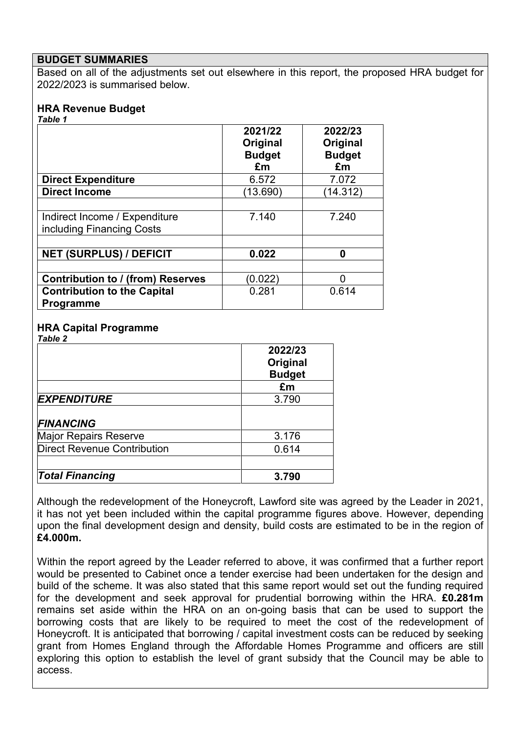## BUDGET SUMMARIES

Based on all of the adjustments set out elsewhere in this report, the proposed HRA budget for 2022/2023 is summarised below.

### HRA Revenue Budget

***Table 1***

| | 2021/22 Original Budget £m | 2022/23 Original Budget £m |
|---|---|---|
| **Direct Expenditure** | 6.572 | 7.072 |
| **Direct Income** | (13.690) | (14.312) |
| | | |
| Indirect Income / Expenditure including Financing Costs | 7.140 | 7.240 |
| | | |
| **NET (SURPLUS) / DEFICIT** | **0.022** | **0** |
| | | |
| **Contribution to / (from) Reserves** | (0.022) | 0 |
| **Contribution to the Capital Programme** | 0.281 | 0.614 |

### HRA Capital Programme

***Table 2***

| | 2022/23 Original Budget |
|---|---|
| | £m |
| ***EXPENDITURE*** | 3.790 |
| ***FINANCING*** | |
| Major Repairs Reserve | 3.176 |
| Direct Revenue Contribution | 0.614 |
| | |
| ***Total Financing*** | **3.790** |

Although the redevelopment of the Honeycroft, Lawford site was agreed by the Leader in 2021, it has not yet been included within the capital programme figures above. However, depending upon the final development design and density, build costs are estimated to be in the region of **£4.000m.**

Within the report agreed by the Leader referred to above, it was confirmed that a further report would be presented to Cabinet once a tender exercise had been undertaken for the design and build of the scheme. It was also stated that this same report would set out the funding required for the development and seek approval for prudential borrowing within the HRA. **£0.281m** remains set aside within the HRA on an on-going basis that can be used to support the borrowing costs that are likely to be required to meet the cost of the redevelopment of Honeycroft. It is anticipated that borrowing / capital investment costs can be reduced by seeking grant from Homes England through the Affordable Homes Programme and officers are still exploring this option to establish the level of grant subsidy that the Council may be able to access.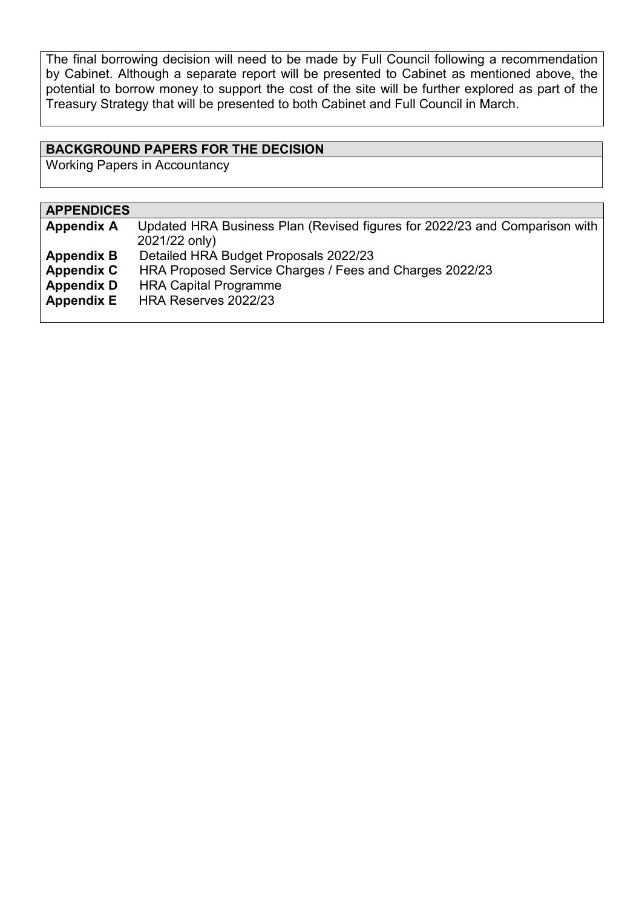The final borrowing decision will need to be made by Full Council following a recommendation by Cabinet. Although a separate report will be presented to Cabinet as mentioned above, the potential to borrow money to support the cost of the site will be further explored as part of the Treasury Strategy that will be presented to both Cabinet and Full Council in March.

## BACKGROUND PAPERS FOR THE DECISION

Working Papers in Accountancy

## APPENDICES

| | |
|---|---|
| **Appendix A** | Updated HRA Business Plan (Revised figures for 2022/23 and Comparison with 2021/22 only) |
| **Appendix B** | Detailed HRA Budget Proposals 2022/23 |
| **Appendix C** | HRA Proposed Service Charges / Fees and Charges 2022/23 |
| **Appendix D** | HRA Capital Programme |
| **Appendix E** | HRA Reserves 2022/23 |